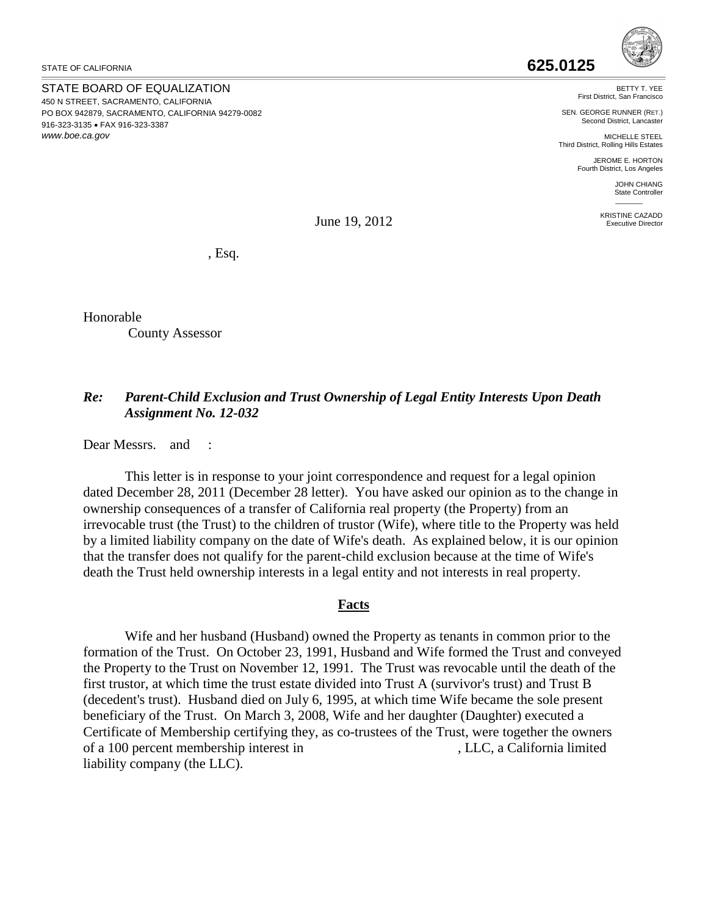STATE OF CALIFORNIA

**625.0125**

STATE BOARD OF EQUALIZATION
450 N STREET, SACRAMENTO, CALIFORNIA
PO BOX 942879, SACRAMENTO, CALIFORNIA 94279-0082
916-323-3135 • FAX 916-323-3387
*www.boe.ca.gov*

BETTY T. YEE
First District, San Francisco

SEN. GEORGE RUNNER (RET.)
Second District, Lancaster

MICHELLE STEEL
Third District, Rolling Hills Estates

JEROME E. HORTON
Fourth District, Los Angeles

JOHN CHIANG
State Controller

KRISTINE CAZADD
Executive Director

June 19, 2012

, Esq.

Honorable
County Assessor

***Re: Parent-Child Exclusion and Trust Ownership of Legal Entity Interests Upon Death Assignment No. 12-032***

Dear Messrs. and :

This letter is in response to your joint correspondence and request for a legal opinion dated December 28, 2011 (December 28 letter). You have asked our opinion as to the change in ownership consequences of a transfer of California real property (the Property) from an irrevocable trust (the Trust) to the children of trustor (Wife), where title to the Property was held by a limited liability company on the date of Wife's death. As explained below, it is our opinion that the transfer does not qualify for the parent-child exclusion because at the time of Wife's death the Trust held ownership interests in a legal entity and not interests in real property.

## Facts

Wife and her husband (Husband) owned the Property as tenants in common prior to the formation of the Trust. On October 23, 1991, Husband and Wife formed the Trust and conveyed the Property to the Trust on November 12, 1991. The Trust was revocable until the death of the first trustor, at which time the trust estate divided into Trust A (survivor's trust) and Trust B (decedent's trust). Husband died on July 6, 1995, at which time Wife became the sole present beneficiary of the Trust. On March 3, 2008, Wife and her daughter (Daughter) executed a Certificate of Membership certifying they, as co-trustees of the Trust, were together the owners of a 100 percent membership interest in , LLC, a California limited liability company (the LLC).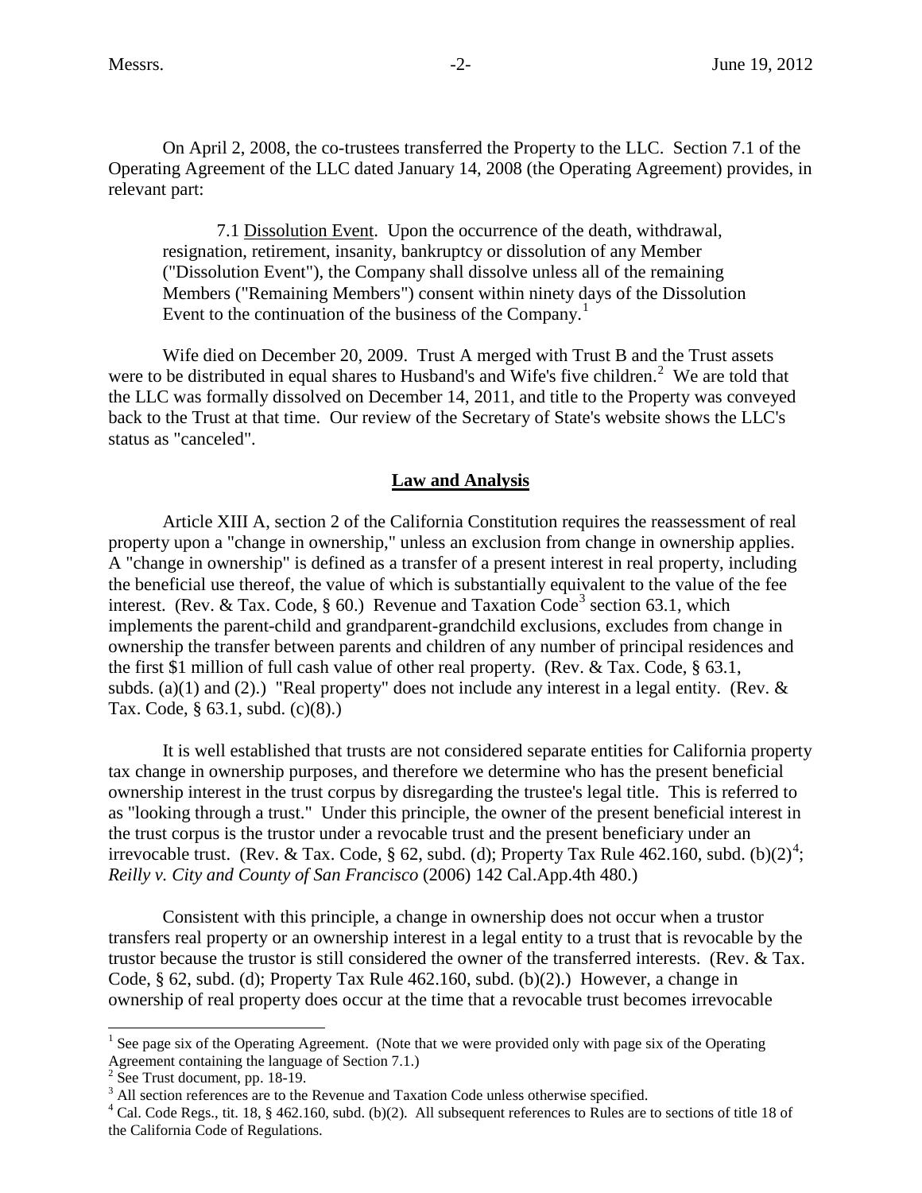On April 2, 2008, the co-trustees transferred the Property to the LLC. Section 7.1 of the Operating Agreement of the LLC dated January 14, 2008 (the Operating Agreement) provides, in relevant part:

> 7.1 Dissolution Event. Upon the occurrence of the death, withdrawal, resignation, retirement, insanity, bankruptcy or dissolution of any Member ("Dissolution Event"), the Company shall dissolve unless all of the remaining Members ("Remaining Members") consent within ninety days of the Dissolution Event to the continuation of the business of the Company.[1]

Wife died on December 20, 2009. Trust A merged with Trust B and the Trust assets were to be distributed in equal shares to Husband's and Wife's five children.[2] We are told that the LLC was formally dissolved on December 14, 2011, and title to the Property was conveyed back to the Trust at that time. Our review of the Secretary of State's website shows the LLC's status as "canceled".

## Law and Analysis

Article XIII A, section 2 of the California Constitution requires the reassessment of real property upon a "change in ownership," unless an exclusion from change in ownership applies. A "change in ownership" is defined as a transfer of a present interest in real property, including the beneficial use thereof, the value of which is substantially equivalent to the value of the fee interest. (Rev. & Tax. Code, § 60.) Revenue and Taxation Code[3] section 63.1, which implements the parent-child and grandparent-grandchild exclusions, excludes from change in ownership the transfer between parents and children of any number of principal residences and the first $1 million of full cash value of other real property. (Rev. & Tax. Code, § 63.1, subds. (a)(1) and (2).) "Real property" does not include any interest in a legal entity. (Rev. & Tax. Code, § 63.1, subd. (c)(8).)

It is well established that trusts are not considered separate entities for California property tax change in ownership purposes, and therefore we determine who has the present beneficial ownership interest in the trust corpus by disregarding the trustee's legal title. This is referred to as "looking through a trust." Under this principle, the owner of the present beneficial interest in the trust corpus is the trustor under a revocable trust and the present beneficiary under an irrevocable trust. (Rev. & Tax. Code, § 62, subd. (d); Property Tax Rule 462.160, subd. (b)(2)[4]; *Reilly v. City and County of San Francisco* (2006) 142 Cal.App.4th 480.)

Consistent with this principle, a change in ownership does not occur when a trustor transfers real property or an ownership interest in a legal entity to a trust that is revocable by the trustor because the trustor is still considered the owner of the transferred interests. (Rev. & Tax. Code, § 62, subd. (d); Property Tax Rule 462.160, subd. (b)(2).) However, a change in ownership of real property does occur at the time that a revocable trust becomes irrevocable

---

[1] See page six of the Operating Agreement. (Note that we were provided only with page six of the Operating Agreement containing the language of Section 7.1.)

[2] See Trust document, pp. 18-19.

[3] All section references are to the Revenue and Taxation Code unless otherwise specified.

[4] Cal. Code Regs., tit. 18, § 462.160, subd. (b)(2). All subsequent references to Rules are to sections of title 18 of the California Code of Regulations.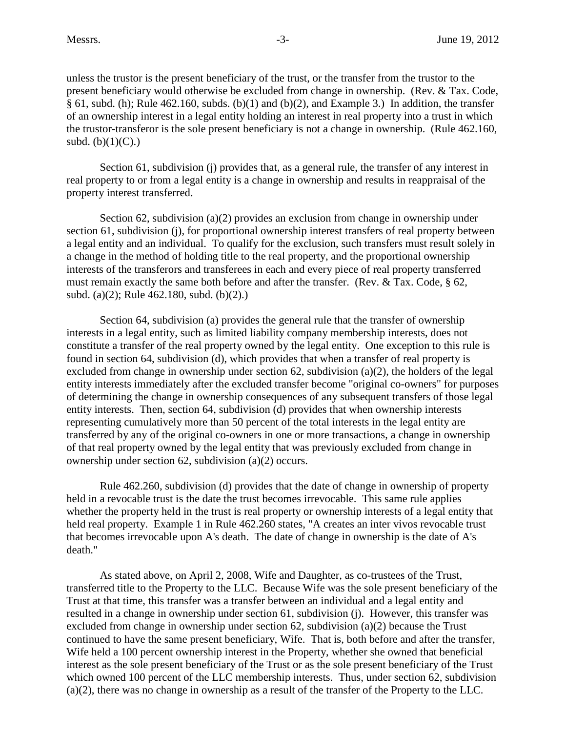unless the trustor is the present beneficiary of the trust, or the transfer from the trustor to the present beneficiary would otherwise be excluded from change in ownership. (Rev. & Tax. Code, § 61, subd. (h); Rule 462.160, subds. (b)(1) and (b)(2), and Example 3.) In addition, the transfer of an ownership interest in a legal entity holding an interest in real property into a trust in which the trustor-transferor is the sole present beneficiary is not a change in ownership. (Rule 462.160, subd. (b)(1)(C).)

Section 61, subdivision (j) provides that, as a general rule, the transfer of any interest in real property to or from a legal entity is a change in ownership and results in reappraisal of the property interest transferred.

Section 62, subdivision (a)(2) provides an exclusion from change in ownership under section 61, subdivision (j), for proportional ownership interest transfers of real property between a legal entity and an individual. To qualify for the exclusion, such transfers must result solely in a change in the method of holding title to the real property, and the proportional ownership interests of the transferors and transferees in each and every piece of real property transferred must remain exactly the same both before and after the transfer. (Rev. & Tax. Code, § 62, subd. (a)(2); Rule 462.180, subd. (b)(2).)

Section 64, subdivision (a) provides the general rule that the transfer of ownership interests in a legal entity, such as limited liability company membership interests, does not constitute a transfer of the real property owned by the legal entity. One exception to this rule is found in section 64, subdivision (d), which provides that when a transfer of real property is excluded from change in ownership under section 62, subdivision (a)(2), the holders of the legal entity interests immediately after the excluded transfer become "original co-owners" for purposes of determining the change in ownership consequences of any subsequent transfers of those legal entity interests. Then, section 64, subdivision (d) provides that when ownership interests representing cumulatively more than 50 percent of the total interests in the legal entity are transferred by any of the original co-owners in one or more transactions, a change in ownership of that real property owned by the legal entity that was previously excluded from change in ownership under section 62, subdivision (a)(2) occurs.

Rule 462.260, subdivision (d) provides that the date of change in ownership of property held in a revocable trust is the date the trust becomes irrevocable. This same rule applies whether the property held in the trust is real property or ownership interests of a legal entity that held real property. Example 1 in Rule 462.260 states, "A creates an inter vivos revocable trust that becomes irrevocable upon A's death. The date of change in ownership is the date of A's death."

As stated above, on April 2, 2008, Wife and Daughter, as co-trustees of the Trust, transferred title to the Property to the LLC. Because Wife was the sole present beneficiary of the Trust at that time, this transfer was a transfer between an individual and a legal entity and resulted in a change in ownership under section 61, subdivision (j). However, this transfer was excluded from change in ownership under section 62, subdivision (a)(2) because the Trust continued to have the same present beneficiary, Wife. That is, both before and after the transfer, Wife held a 100 percent ownership interest in the Property, whether she owned that beneficial interest as the sole present beneficiary of the Trust or as the sole present beneficiary of the Trust which owned 100 percent of the LLC membership interests. Thus, under section 62, subdivision (a)(2), there was no change in ownership as a result of the transfer of the Property to the LLC.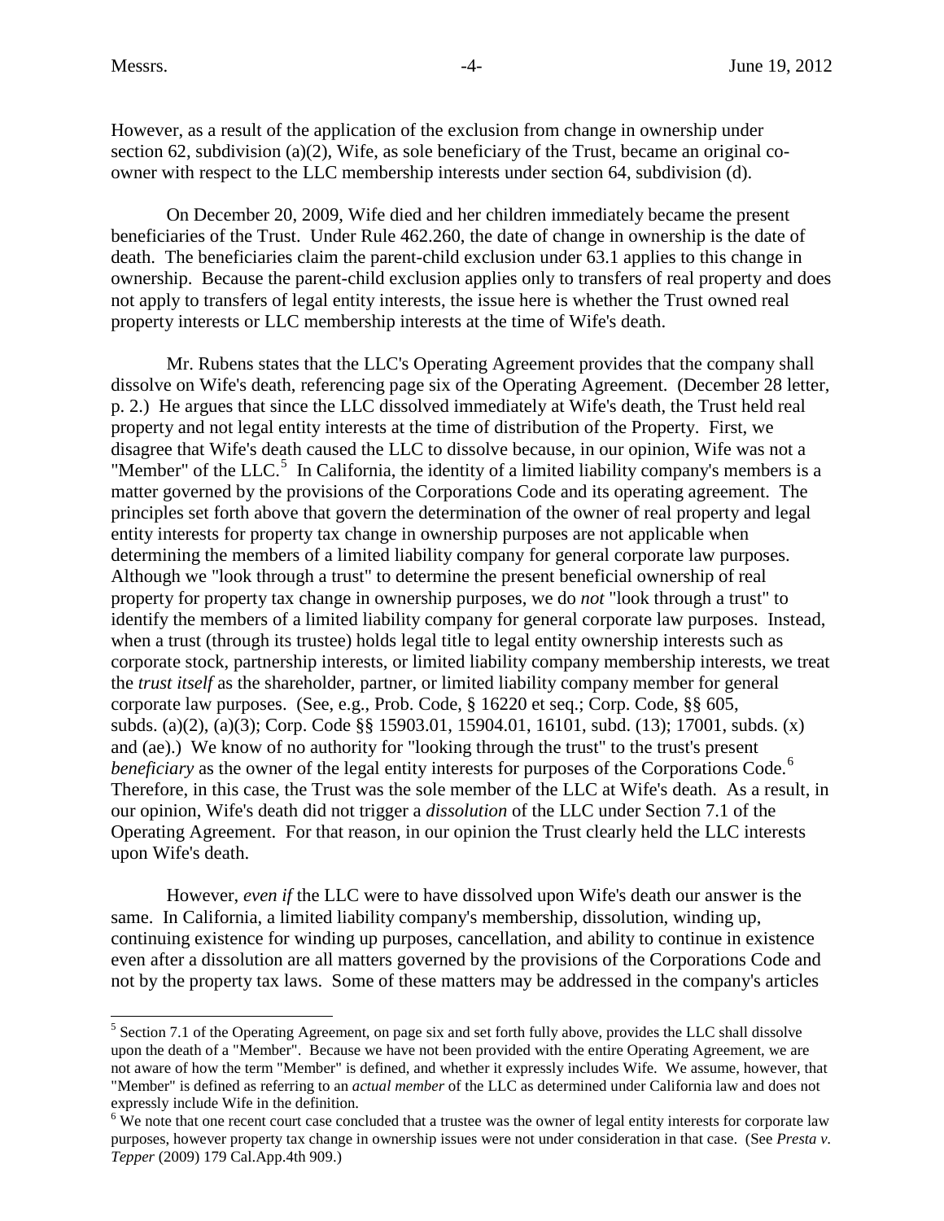However, as a result of the application of the exclusion from change in ownership under section 62, subdivision (a)(2), Wife, as sole beneficiary of the Trust, became an original co-owner with respect to the LLC membership interests under section 64, subdivision (d).

On December 20, 2009, Wife died and her children immediately became the present beneficiaries of the Trust. Under Rule 462.260, the date of change in ownership is the date of death. The beneficiaries claim the parent-child exclusion under 63.1 applies to this change in ownership. Because the parent-child exclusion applies only to transfers of real property and does not apply to transfers of legal entity interests, the issue here is whether the Trust owned real property interests or LLC membership interests at the time of Wife's death.

Mr. Rubens states that the LLC's Operating Agreement provides that the company shall dissolve on Wife's death, referencing page six of the Operating Agreement. (December 28 letter, p. 2.) He argues that since the LLC dissolved immediately at Wife's death, the Trust held real property and not legal entity interests at the time of distribution of the Property. First, we disagree that Wife's death caused the LLC to dissolve because, in our opinion, Wife was not a "Member" of the LLC.[5] In California, the identity of a limited liability company's members is a matter governed by the provisions of the Corporations Code and its operating agreement. The principles set forth above that govern the determination of the owner of real property and legal entity interests for property tax change in ownership purposes are not applicable when determining the members of a limited liability company for general corporate law purposes. Although we "look through a trust" to determine the present beneficial ownership of real property for property tax change in ownership purposes, we do *not* "look through a trust" to identify the members of a limited liability company for general corporate law purposes. Instead, when a trust (through its trustee) holds legal title to legal entity ownership interests such as corporate stock, partnership interests, or limited liability company membership interests, we treat the *trust itself* as the shareholder, partner, or limited liability company member for general corporate law purposes. (See, e.g., Prob. Code, § 16220 et seq.; Corp. Code, §§ 605, subds. (a)(2), (a)(3); Corp. Code §§ 15903.01, 15904.01, 16101, subd. (13); 17001, subds. (x) and (ae).) We know of no authority for "looking through the trust" to the trust's present *beneficiary* as the owner of the legal entity interests for purposes of the Corporations Code.[6] Therefore, in this case, the Trust was the sole member of the LLC at Wife's death. As a result, in our opinion, Wife's death did not trigger a *dissolution* of the LLC under Section 7.1 of the Operating Agreement. For that reason, in our opinion the Trust clearly held the LLC interests upon Wife's death.

However, *even if* the LLC were to have dissolved upon Wife's death our answer is the same. In California, a limited liability company's membership, dissolution, winding up, continuing existence for winding up purposes, cancellation, and ability to continue in existence even after a dissolution are all matters governed by the provisions of the Corporations Code and not by the property tax laws. Some of these matters may be addressed in the company's articles

---

[5] Section 7.1 of the Operating Agreement, on page six and set forth fully above, provides the LLC shall dissolve upon the death of a "Member". Because we have not been provided with the entire Operating Agreement, we are not aware of how the term "Member" is defined, and whether it expressly includes Wife. We assume, however, that "Member" is defined as referring to an *actual member* of the LLC as determined under California law and does not expressly include Wife in the definition.

[6] We note that one recent court case concluded that a trustee was the owner of legal entity interests for corporate law purposes, however property tax change in ownership issues were not under consideration in that case. (See *Presta v. Tepper* (2009) 179 Cal.App.4th 909.)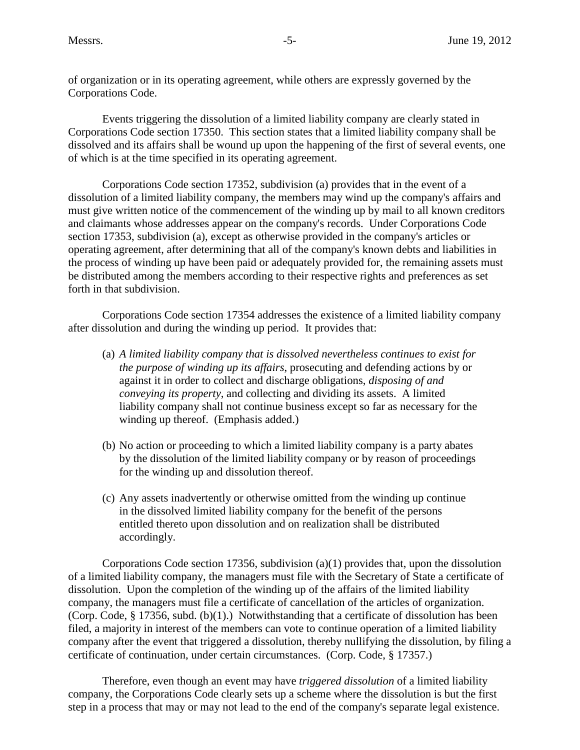of organization or in its operating agreement, while others are expressly governed by the Corporations Code.

Events triggering the dissolution of a limited liability company are clearly stated in Corporations Code section 17350. This section states that a limited liability company shall be dissolved and its affairs shall be wound up upon the happening of the first of several events, one of which is at the time specified in its operating agreement.

Corporations Code section 17352, subdivision (a) provides that in the event of a dissolution of a limited liability company, the members may wind up the company's affairs and must give written notice of the commencement of the winding up by mail to all known creditors and claimants whose addresses appear on the company's records. Under Corporations Code section 17353, subdivision (a), except as otherwise provided in the company's articles or operating agreement, after determining that all of the company's known debts and liabilities in the process of winding up have been paid or adequately provided for, the remaining assets must be distributed among the members according to their respective rights and preferences as set forth in that subdivision.

Corporations Code section 17354 addresses the existence of a limited liability company after dissolution and during the winding up period. It provides that:

> (a) *A limited liability company that is dissolved nevertheless continues to exist for the purpose of winding up its affairs*, prosecuting and defending actions by or against it in order to collect and discharge obligations, *disposing of and conveying its property*, and collecting and dividing its assets. A limited liability company shall not continue business except so far as necessary for the winding up thereof. (Emphasis added.)
>
> (b) No action or proceeding to which a limited liability company is a party abates by the dissolution of the limited liability company or by reason of proceedings for the winding up and dissolution thereof.
>
> (c) Any assets inadvertently or otherwise omitted from the winding up continue in the dissolved limited liability company for the benefit of the persons entitled thereto upon dissolution and on realization shall be distributed accordingly.

Corporations Code section 17356, subdivision (a)(1) provides that, upon the dissolution of a limited liability company, the managers must file with the Secretary of State a certificate of dissolution. Upon the completion of the winding up of the affairs of the limited liability company, the managers must file a certificate of cancellation of the articles of organization. (Corp. Code, § 17356, subd. (b)(1).) Notwithstanding that a certificate of dissolution has been filed, a majority in interest of the members can vote to continue operation of a limited liability company after the event that triggered a dissolution, thereby nullifying the dissolution, by filing a certificate of continuation, under certain circumstances. (Corp. Code, § 17357.)

Therefore, even though an event may have *triggered dissolution* of a limited liability company, the Corporations Code clearly sets up a scheme where the dissolution is but the first step in a process that may or may not lead to the end of the company's separate legal existence.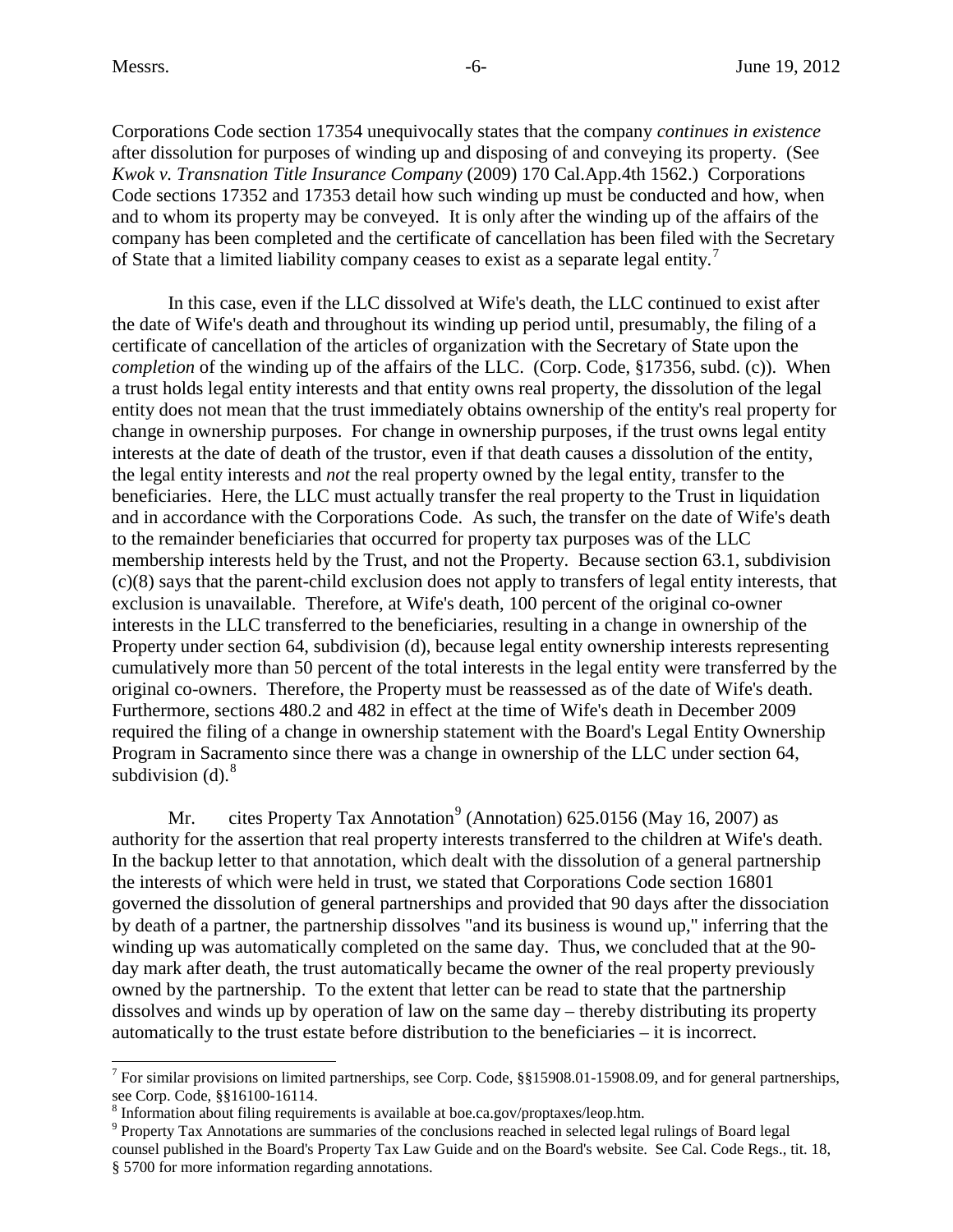Corporations Code section 17354 unequivocally states that the company *continues in existence* after dissolution for purposes of winding up and disposing of and conveying its property. (See *Kwok v. Transnation Title Insurance Company* (2009) 170 Cal.App.4th 1562.) Corporations Code sections 17352 and 17353 detail how such winding up must be conducted and how, when and to whom its property may be conveyed. It is only after the winding up of the affairs of the company has been completed and the certificate of cancellation has been filed with the Secretary of State that a limited liability company ceases to exist as a separate legal entity.[7]

In this case, even if the LLC dissolved at Wife's death, the LLC continued to exist after the date of Wife's death and throughout its winding up period until, presumably, the filing of a certificate of cancellation of the articles of organization with the Secretary of State upon the *completion* of the winding up of the affairs of the LLC. (Corp. Code, §17356, subd. (c)). When a trust holds legal entity interests and that entity owns real property, the dissolution of the legal entity does not mean that the trust immediately obtains ownership of the entity's real property for change in ownership purposes. For change in ownership purposes, if the trust owns legal entity interests at the date of death of the trustor, even if that death causes a dissolution of the entity, the legal entity interests and *not* the real property owned by the legal entity, transfer to the beneficiaries. Here, the LLC must actually transfer the real property to the Trust in liquidation and in accordance with the Corporations Code. As such, the transfer on the date of Wife's death to the remainder beneficiaries that occurred for property tax purposes was of the LLC membership interests held by the Trust, and not the Property. Because section 63.1, subdivision (c)(8) says that the parent-child exclusion does not apply to transfers of legal entity interests, that exclusion is unavailable. Therefore, at Wife's death, 100 percent of the original co-owner interests in the LLC transferred to the beneficiaries, resulting in a change in ownership of the Property under section 64, subdivision (d), because legal entity ownership interests representing cumulatively more than 50 percent of the total interests in the legal entity were transferred by the original co-owners. Therefore, the Property must be reassessed as of the date of Wife's death. Furthermore, sections 480.2 and 482 in effect at the time of Wife's death in December 2009 required the filing of a change in ownership statement with the Board's Legal Entity Ownership Program in Sacramento since there was a change in ownership of the LLC under section 64, subdivision (d).[8]

Mr. cites Property Tax Annotation[9] (Annotation) 625.0156 (May 16, 2007) as authority for the assertion that real property interests transferred to the children at Wife's death. In the backup letter to that annotation, which dealt with the dissolution of a general partnership the interests of which were held in trust, we stated that Corporations Code section 16801 governed the dissolution of general partnerships and provided that 90 days after the dissociation by death of a partner, the partnership dissolves "and its business is wound up," inferring that the winding up was automatically completed on the same day. Thus, we concluded that at the 90-day mark after death, the trust automatically became the owner of the real property previously owned by the partnership. To the extent that letter can be read to state that the partnership dissolves and winds up by operation of law on the same day – thereby distributing its property automatically to the trust estate before distribution to the beneficiaries – it is incorrect.

---

[7] For similar provisions on limited partnerships, see Corp. Code, §§15908.01-15908.09, and for general partnerships, see Corp. Code, §§16100-16114.

[8] Information about filing requirements is available at boe.ca.gov/proptaxes/leop.htm.

[9] Property Tax Annotations are summaries of the conclusions reached in selected legal rulings of Board legal counsel published in the Board's Property Tax Law Guide and on the Board's website. See Cal. Code Regs., tit. 18, § 5700 for more information regarding annotations.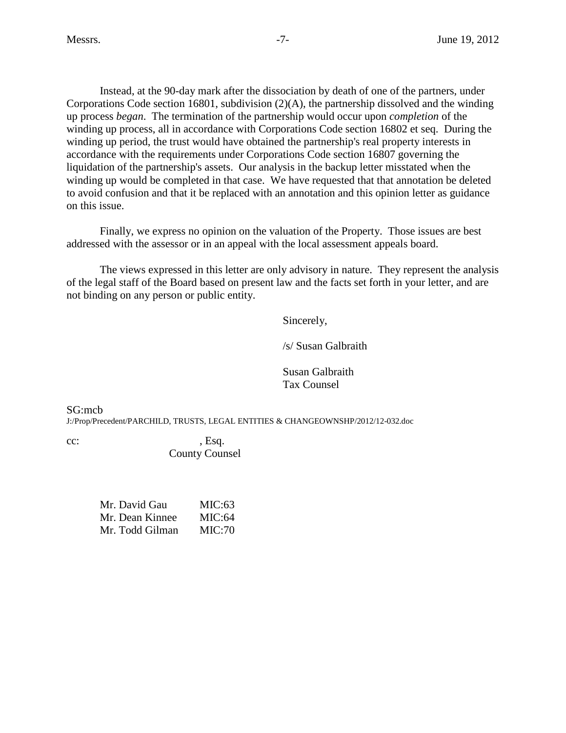Instead, at the 90-day mark after the dissociation by death of one of the partners, under Corporations Code section 16801, subdivision (2)(A), the partnership dissolved and the winding up process *began*. The termination of the partnership would occur upon *completion* of the winding up process, all in accordance with Corporations Code section 16802 et seq. During the winding up period, the trust would have obtained the partnership's real property interests in accordance with the requirements under Corporations Code section 16807 governing the liquidation of the partnership's assets. Our analysis in the backup letter misstated when the winding up would be completed in that case. We have requested that that annotation be deleted to avoid confusion and that it be replaced with an annotation and this opinion letter as guidance on this issue.

Finally, we express no opinion on the valuation of the Property. Those issues are best addressed with the assessor or in an appeal with the local assessment appeals board.

The views expressed in this letter are only advisory in nature. They represent the analysis of the legal staff of the Board based on present law and the facts set forth in your letter, and are not binding on any person or public entity.

Sincerely,

/s/ Susan Galbraith

Susan Galbraith
Tax Counsel

SG:mcb
J:/Prop/Precedent/PARCHILD, TRUSTS, LEGAL ENTITIES & CHANGEOWNSHP/2012/12-032.doc

cc: , Esq.
County Counsel

Mr. David Gau MIC:63
Mr. Dean Kinnee MIC:64
Mr. Todd Gilman MIC:70